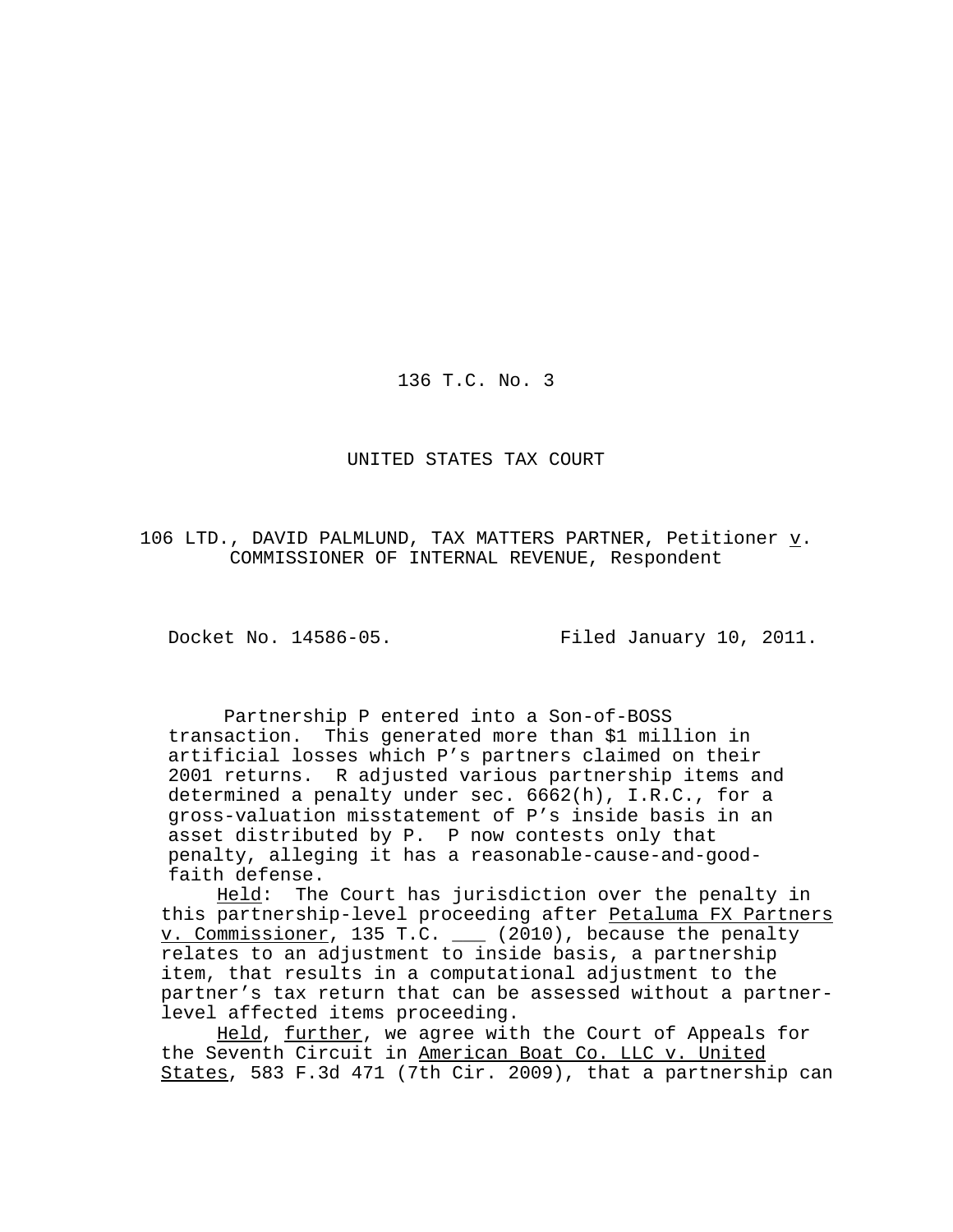136 T.C. No. 3

UNITED STATES TAX COURT

106 LTD., DAVID PALMLUND, TAX MATTERS PARTNER, Petitioner v. COMMISSIONER OF INTERNAL REVENUE, Respondent

Docket No. 14586-05. Filed January 10, 2011.

Partnership P entered into a Son-of-BOSS transaction. This generated more than $1 million in artificial losses which P's partners claimed on their 2001 returns. R adjusted various partnership items and determined a penalty under sec. 6662(h), I.R.C., for a gross-valuation misstatement of P's inside basis in an asset distributed by P. P now contests only that penalty, alleging it has a reasonable-cause-and-good-faith defense.

Held: The Court has jurisdiction over the penalty in this partnership-level proceeding after Petaluma FX Partners v. Commissioner, 135 T.C. ___ (2010), because the penalty relates to an adjustment to inside basis, a partnership item, that results in a computational adjustment to the partner's tax return that can be assessed without a partner-level affected items proceeding.

Held, further, we agree with the Court of Appeals for the Seventh Circuit in American Boat Co. LLC v. United States, 583 F.3d 471 (7th Cir. 2009), that a partnership can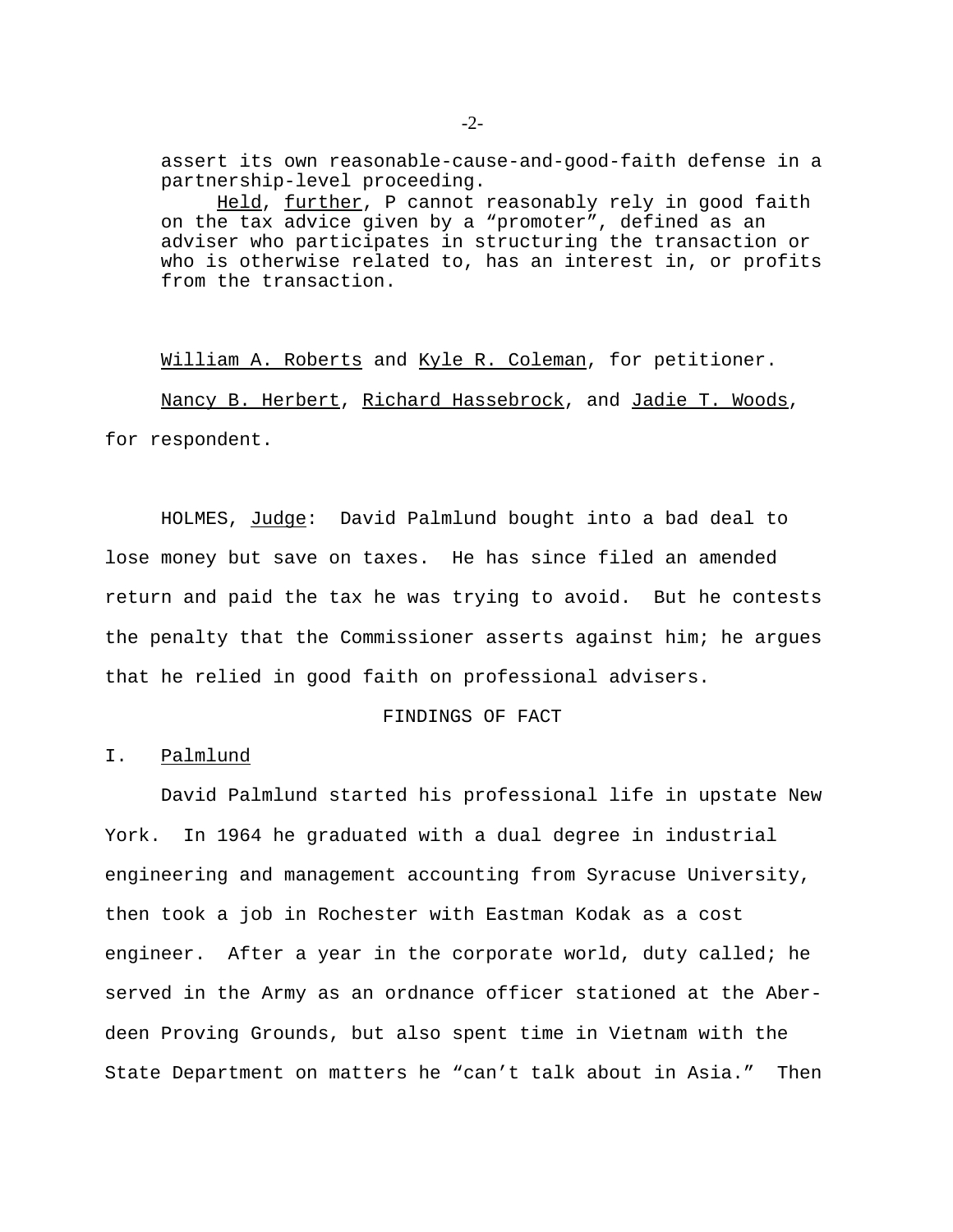assert its own reasonable-cause-and-good-faith defense in a partnership-level proceeding.

Held, further, P cannot reasonably rely in good faith on the tax advice given by a "promoter", defined as an adviser who participates in structuring the transaction or who is otherwise related to, has an interest in, or profits from the transaction.

William A. Roberts and Kyle R. Coleman, for petitioner.

Nancy B. Herbert, Richard Hassebrock, and Jadie T. Woods, for respondent.

HOLMES, Judge: David Palmlund bought into a bad deal to lose money but save on taxes. He has since filed an amended return and paid the tax he was trying to avoid. But he contests the penalty that the Commissioner asserts against him; he argues that he relied in good faith on professional advisers.

## FINDINGS OF FACT

### I. Palmlund

David Palmlund started his professional life in upstate New York. In 1964 he graduated with a dual degree in industrial engineering and management accounting from Syracuse University, then took a job in Rochester with Eastman Kodak as a cost engineer. After a year in the corporate world, duty called; he served in the Army as an ordnance officer stationed at the Aberdeen Proving Grounds, but also spent time in Vietnam with the State Department on matters he "can't talk about in Asia." Then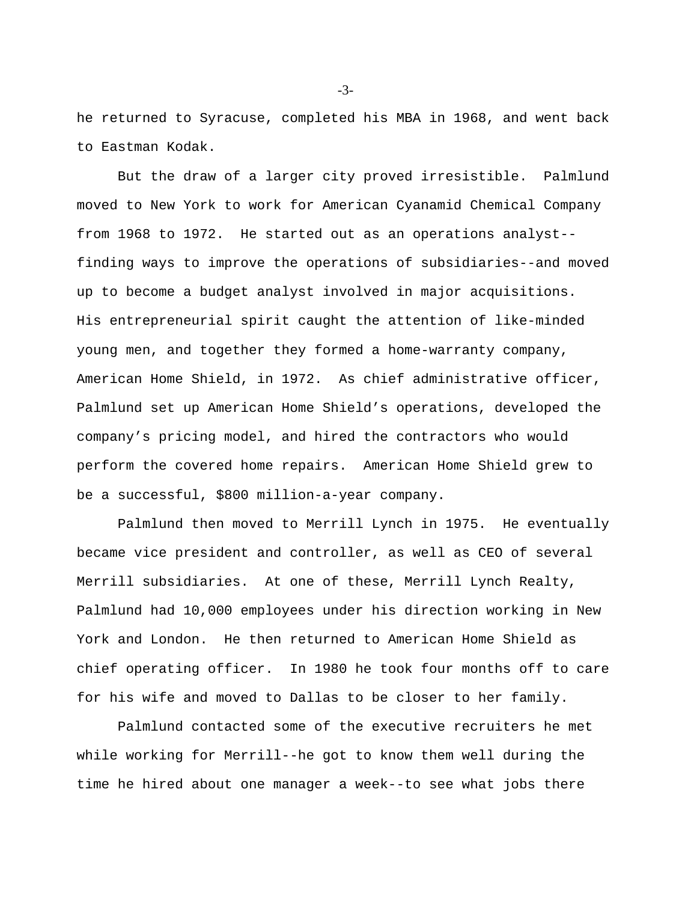he returned to Syracuse, completed his MBA in 1968, and went back to Eastman Kodak.

But the draw of a larger city proved irresistible. Palmlund moved to New York to work for American Cyanamid Chemical Company from 1968 to 1972. He started out as an operations analyst--finding ways to improve the operations of subsidiaries--and moved up to become a budget analyst involved in major acquisitions. His entrepreneurial spirit caught the attention of like-minded young men, and together they formed a home-warranty company, American Home Shield, in 1972. As chief administrative officer, Palmlund set up American Home Shield's operations, developed the company's pricing model, and hired the contractors who would perform the covered home repairs. American Home Shield grew to be a successful, $800 million-a-year company.

Palmlund then moved to Merrill Lynch in 1975. He eventually became vice president and controller, as well as CEO of several Merrill subsidiaries. At one of these, Merrill Lynch Realty, Palmlund had 10,000 employees under his direction working in New York and London. He then returned to American Home Shield as chief operating officer. In 1980 he took four months off to care for his wife and moved to Dallas to be closer to her family.

Palmlund contacted some of the executive recruiters he met while working for Merrill--he got to know them well during the time he hired about one manager a week--to see what jobs there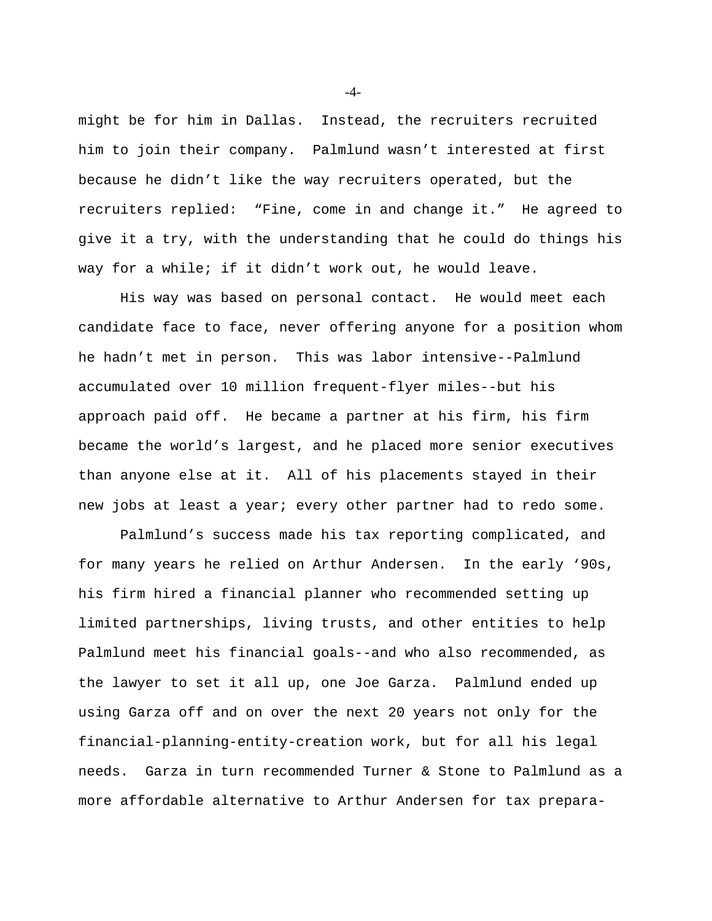might be for him in Dallas. Instead, the recruiters recruited him to join their company. Palmlund wasn't interested at first because he didn't like the way recruiters operated, but the recruiters replied: "Fine, come in and change it." He agreed to give it a try, with the understanding that he could do things his way for a while; if it didn't work out, he would leave.

His way was based on personal contact. He would meet each candidate face to face, never offering anyone for a position whom he hadn't met in person. This was labor intensive--Palmlund accumulated over 10 million frequent-flyer miles--but his approach paid off. He became a partner at his firm, his firm became the world's largest, and he placed more senior executives than anyone else at it. All of his placements stayed in their new jobs at least a year; every other partner had to redo some.

Palmlund's success made his tax reporting complicated, and for many years he relied on Arthur Andersen. In the early '90s, his firm hired a financial planner who recommended setting up limited partnerships, living trusts, and other entities to help Palmlund meet his financial goals--and who also recommended, as the lawyer to set it all up, one Joe Garza. Palmlund ended up using Garza off and on over the next 20 years not only for the financial-planning-entity-creation work, but for all his legal needs. Garza in turn recommended Turner & Stone to Palmlund as a more affordable alternative to Arthur Andersen for tax prepara-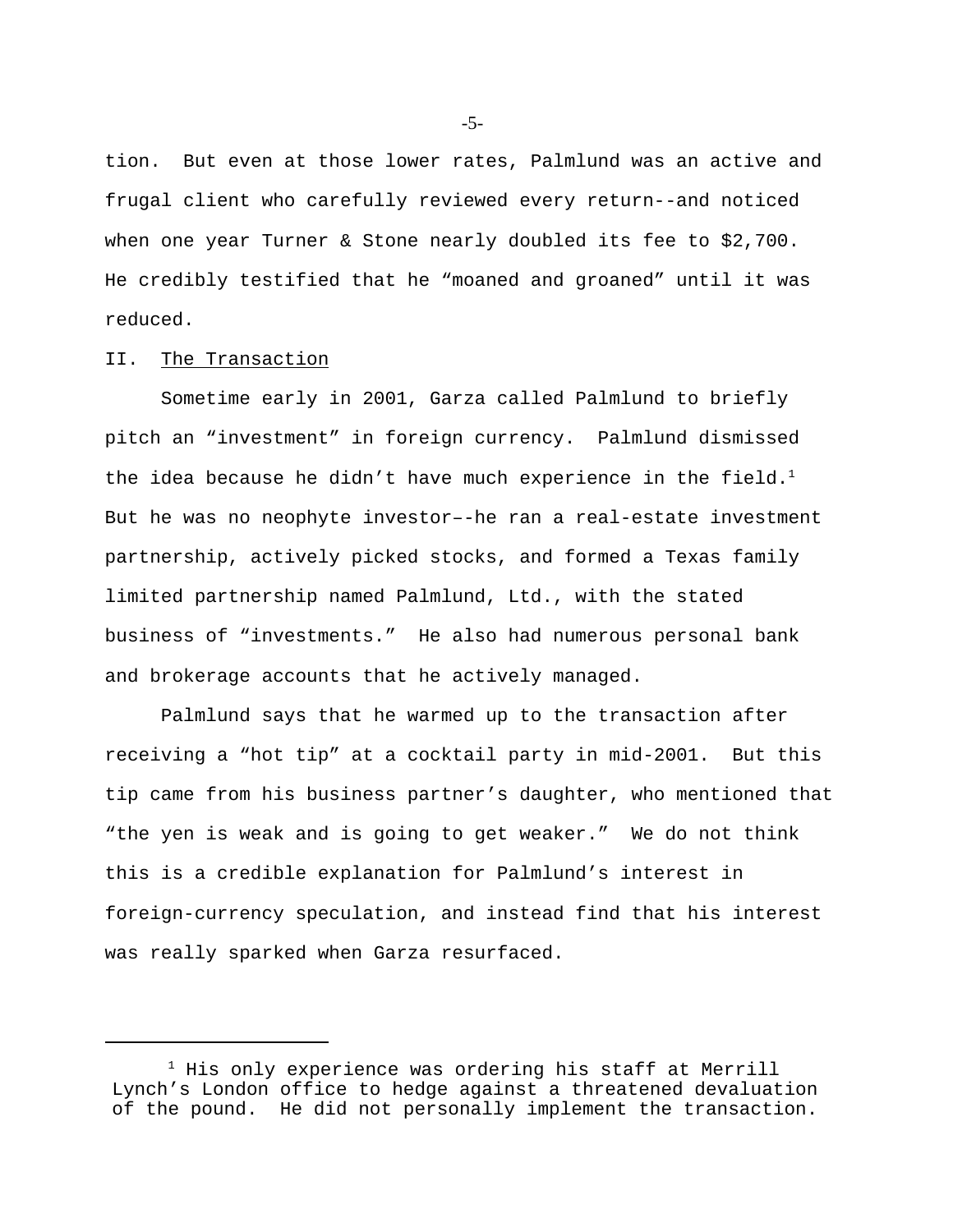tion. But even at those lower rates, Palmlund was an active and frugal client who carefully reviewed every return--and noticed when one year Turner & Stone nearly doubled its fee to $2,700. He credibly testified that he “moaned and groaned” until it was reduced.

## II. The Transaction

Sometime early in 2001, Garza called Palmlund to briefly pitch an “investment” in foreign currency. Palmlund dismissed the idea because he didn’t have much experience in the field.[1] But he was no neophyte investor–-he ran a real-estate investment partnership, actively picked stocks, and formed a Texas family limited partnership named Palmlund, Ltd., with the stated business of “investments.” He also had numerous personal bank and brokerage accounts that he actively managed.

Palmlund says that he warmed up to the transaction after receiving a “hot tip” at a cocktail party in mid-2001. But this tip came from his business partner’s daughter, who mentioned that “the yen is weak and is going to get weaker.” We do not think this is a credible explanation for Palmlund’s interest in foreign-currency speculation, and instead find that his interest was really sparked when Garza resurfaced.

---

[1] His only experience was ordering his staff at Merrill Lynch’s London office to hedge against a threatened devaluation of the pound. He did not personally implement the transaction.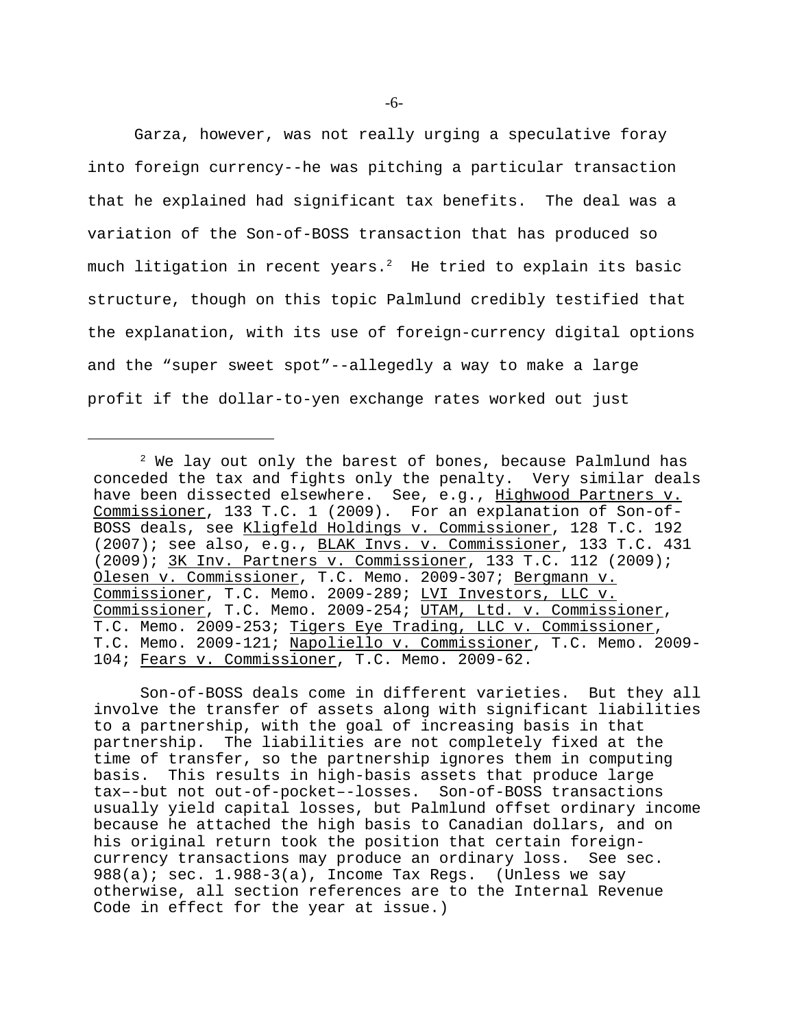Garza, however, was not really urging a speculative foray into foreign currency--he was pitching a particular transaction that he explained had significant tax benefits. The deal was a variation of the Son-of-BOSS transaction that has produced so much litigation in recent years.[2] He tried to explain its basic structure, though on this topic Palmlund credibly testified that the explanation, with its use of foreign-currency digital options and the "super sweet spot"--allegedly a way to make a large profit if the dollar-to-yen exchange rates worked out just

---

[2] We lay out only the barest of bones, because Palmlund has conceded the tax and fights only the penalty. Very similar deals have been dissected elsewhere. See, e.g., Highwood Partners v. Commissioner, 133 T.C. 1 (2009). For an explanation of Son-of-BOSS deals, see Kligfeld Holdings v. Commissioner, 128 T.C. 192 (2007); see also, e.g., BLAK Invs. v. Commissioner, 133 T.C. 431 (2009); 3K Inv. Partners v. Commissioner, 133 T.C. 112 (2009); Olesen v. Commissioner, T.C. Memo. 2009-307; Bergmann v. Commissioner, T.C. Memo. 2009-289; LVI Investors, LLC v. Commissioner, T.C. Memo. 2009-254; UTAM, Ltd. v. Commissioner, T.C. Memo. 2009-253; Tigers Eye Trading, LLC v. Commissioner, T.C. Memo. 2009-121; Napoliello v. Commissioner, T.C. Memo. 2009-104; Fears v. Commissioner, T.C. Memo. 2009-62.

Son-of-BOSS deals come in different varieties. But they all involve the transfer of assets along with significant liabilities to a partnership, with the goal of increasing basis in that partnership. The liabilities are not completely fixed at the time of transfer, so the partnership ignores them in computing basis. This results in high-basis assets that produce large tax--but not out-of-pocket--losses. Son-of-BOSS transactions usually yield capital losses, but Palmlund offset ordinary income because he attached the high basis to Canadian dollars, and on his original return took the position that certain foreign-currency transactions may produce an ordinary loss. See sec. 988(a); sec. 1.988-3(a), Income Tax Regs. (Unless we say otherwise, all section references are to the Internal Revenue Code in effect for the year at issue.)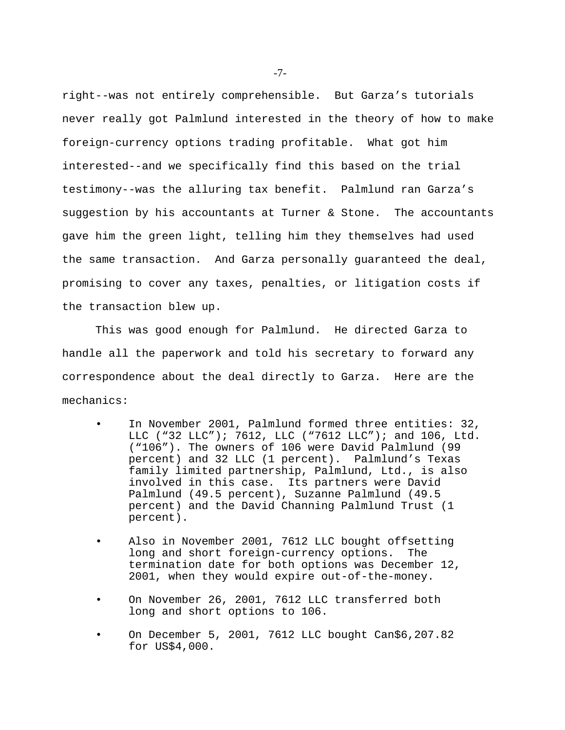right--was not entirely comprehensible. But Garza's tutorials never really got Palmlund interested in the theory of how to make foreign-currency options trading profitable. What got him interested--and we specifically find this based on the trial testimony--was the alluring tax benefit. Palmlund ran Garza's suggestion by his accountants at Turner & Stone. The accountants gave him the green light, telling him they themselves had used the same transaction. And Garza personally guaranteed the deal, promising to cover any taxes, penalties, or litigation costs if the transaction blew up.

This was good enough for Palmlund. He directed Garza to handle all the paperwork and told his secretary to forward any correspondence about the deal directly to Garza. Here are the mechanics:

- In November 2001, Palmlund formed three entities: 32, LLC ("32 LLC"); 7612, LLC ("7612 LLC"); and 106, Ltd. ("106"). The owners of 106 were David Palmlund (99 percent) and 32 LLC (1 percent). Palmlund's Texas family limited partnership, Palmlund, Ltd., is also involved in this case. Its partners were David Palmlund (49.5 percent), Suzanne Palmlund (49.5 percent) and the David Channing Palmlund Trust (1 percent).
- Also in November 2001, 7612 LLC bought offsetting long and short foreign-currency options. The termination date for both options was December 12, 2001, when they would expire out-of-the-money.
- On November 26, 2001, 7612 LLC transferred both long and short options to 106.
- On December 5, 2001, 7612 LLC bought Can$6,207.82 for US$4,000.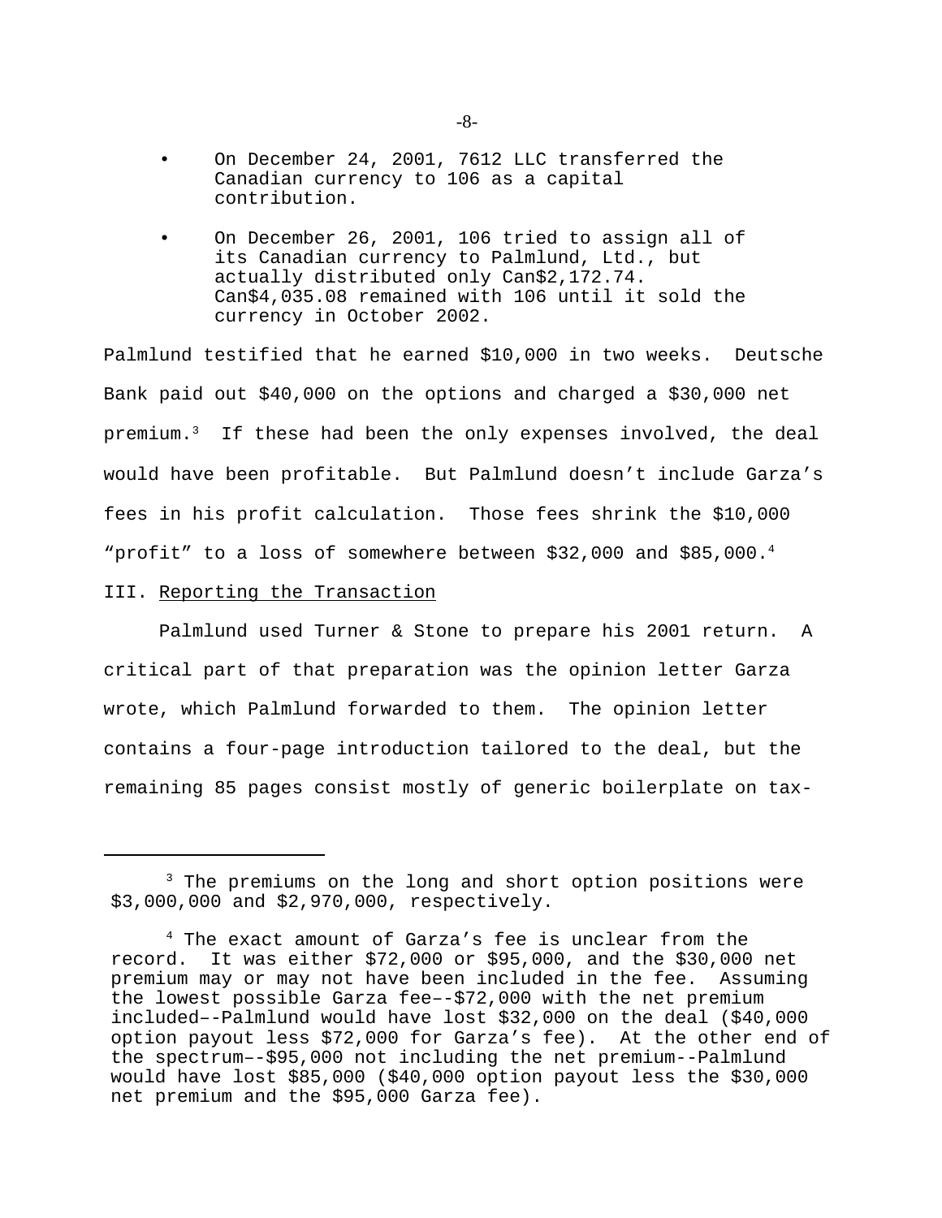- On December 24, 2001, 7612 LLC transferred the Canadian currency to 106 as a capital contribution.
- On December 26, 2001, 106 tried to assign all of its Canadian currency to Palmlund, Ltd., but actually distributed only Can$2,172.74. Can$4,035.08 remained with 106 until it sold the currency in October 2002.

Palmlund testified that he earned $10,000 in two weeks. Deutsche Bank paid out $40,000 on the options and charged a $30,000 net premium.[3] If these had been the only expenses involved, the deal would have been profitable. But Palmlund doesn't include Garza's fees in his profit calculation. Those fees shrink the $10,000 "profit" to a loss of somewhere between $32,000 and $85,000.[4]

## III. Reporting the Transaction

Palmlund used Turner & Stone to prepare his 2001 return. A critical part of that preparation was the opinion letter Garza wrote, which Palmlund forwarded to them. The opinion letter contains a four-page introduction tailored to the deal, but the remaining 85 pages consist mostly of generic boilerplate on tax-

---

[3] The premiums on the long and short option positions were $3,000,000 and $2,970,000, respectively.

[4] The exact amount of Garza's fee is unclear from the record. It was either $72,000 or $95,000, and the $30,000 net premium may or may not have been included in the fee. Assuming the lowest possible Garza fee–-$72,000 with the net premium included–-Palmlund would have lost $32,000 on the deal ($40,000 option payout less $72,000 for Garza's fee). At the other end of the spectrum–-$95,000 not including the net premium--Palmlund would have lost $85,000 ($40,000 option payout less the $30,000 net premium and the $95,000 Garza fee).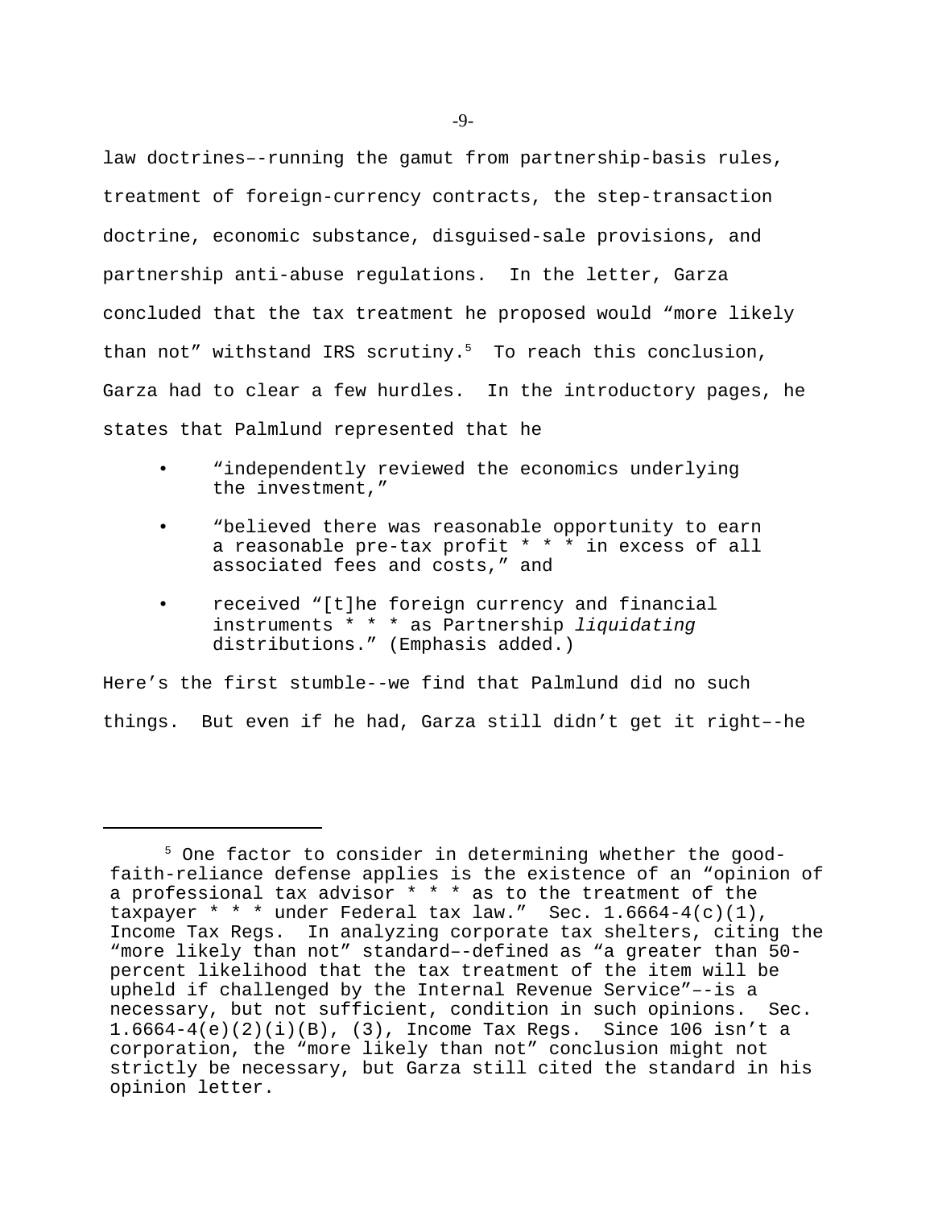law doctrines––running the gamut from partnership-basis rules, treatment of foreign-currency contracts, the step-transaction doctrine, economic substance, disguised-sale provisions, and partnership anti-abuse regulations. In the letter, Garza concluded that the tax treatment he proposed would "more likely than not" withstand IRS scrutiny.[5] To reach this conclusion, Garza had to clear a few hurdles. In the introductory pages, he states that Palmlund represented that he

- "independently reviewed the economics underlying the investment,"
- "believed there was reasonable opportunity to earn a reasonable pre-tax profit * * * in excess of all associated fees and costs," and
- received "[t]he foreign currency and financial instruments * * * as Partnership *liquidating* distributions." (Emphasis added.)

Here's the first stumble--we find that Palmlund did no such things. But even if he had, Garza still didn't get it right––he

---

[5] One factor to consider in determining whether the good-faith-reliance defense applies is the existence of an "opinion of a professional tax advisor * * * as to the treatment of the taxpayer * * * under Federal tax law." Sec. 1.6664-4(c)(1), Income Tax Regs. In analyzing corporate tax shelters, citing the "more likely than not" standard––defined as "a greater than 50-percent likelihood that the tax treatment of the item will be upheld if challenged by the Internal Revenue Service"––is a necessary, but not sufficient, condition in such opinions. Sec. 1.6664-4(e)(2)(i)(B), (3), Income Tax Regs. Since 106 isn't a corporation, the "more likely than not" conclusion might not strictly be necessary, but Garza still cited the standard in his opinion letter.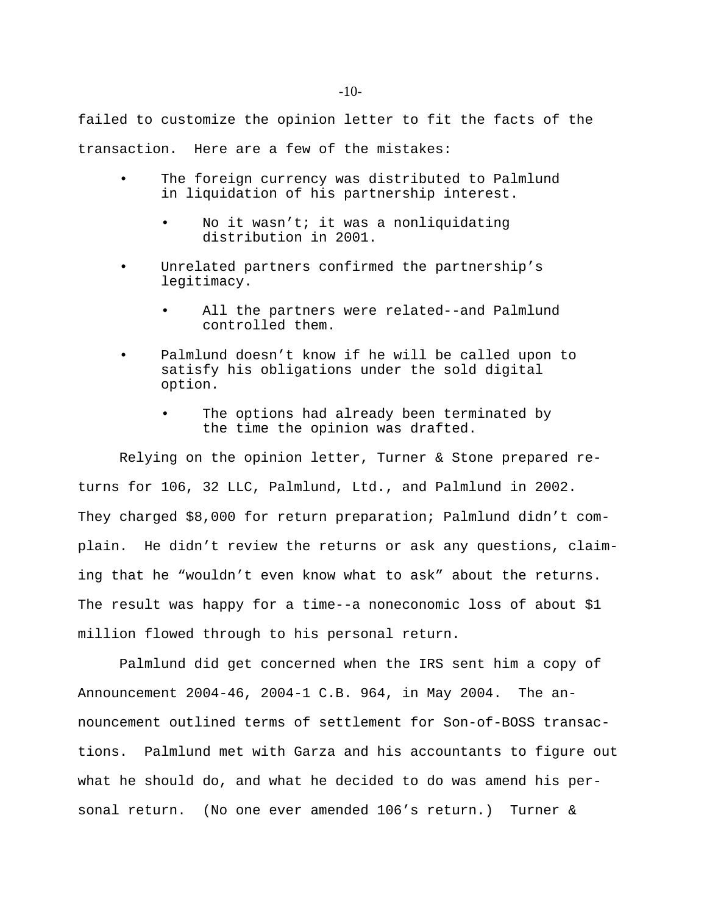failed to customize the opinion letter to fit the facts of the transaction. Here are a few of the mistakes:

- The foreign currency was distributed to Palmlund in liquidation of his partnership interest.
    - No it wasn't; it was a nonliquidating distribution in 2001.
- Unrelated partners confirmed the partnership's legitimacy.
    - All the partners were related--and Palmlund controlled them.
- Palmlund doesn't know if he will be called upon to satisfy his obligations under the sold digital option.
    - The options had already been terminated by the time the opinion was drafted.

Relying on the opinion letter, Turner & Stone prepared returns for 106, 32 LLC, Palmlund, Ltd., and Palmlund in 2002. They charged $8,000 for return preparation; Palmlund didn't complain. He didn't review the returns or ask any questions, claiming that he "wouldn't even know what to ask" about the returns. The result was happy for a time--a noneconomic loss of about $1 million flowed through to his personal return.

Palmlund did get concerned when the IRS sent him a copy of Announcement 2004-46, 2004-1 C.B. 964, in May 2004. The announcement outlined terms of settlement for Son-of-BOSS transactions. Palmlund met with Garza and his accountants to figure out what he should do, and what he decided to do was amend his personal return. (No one ever amended 106's return.) Turner &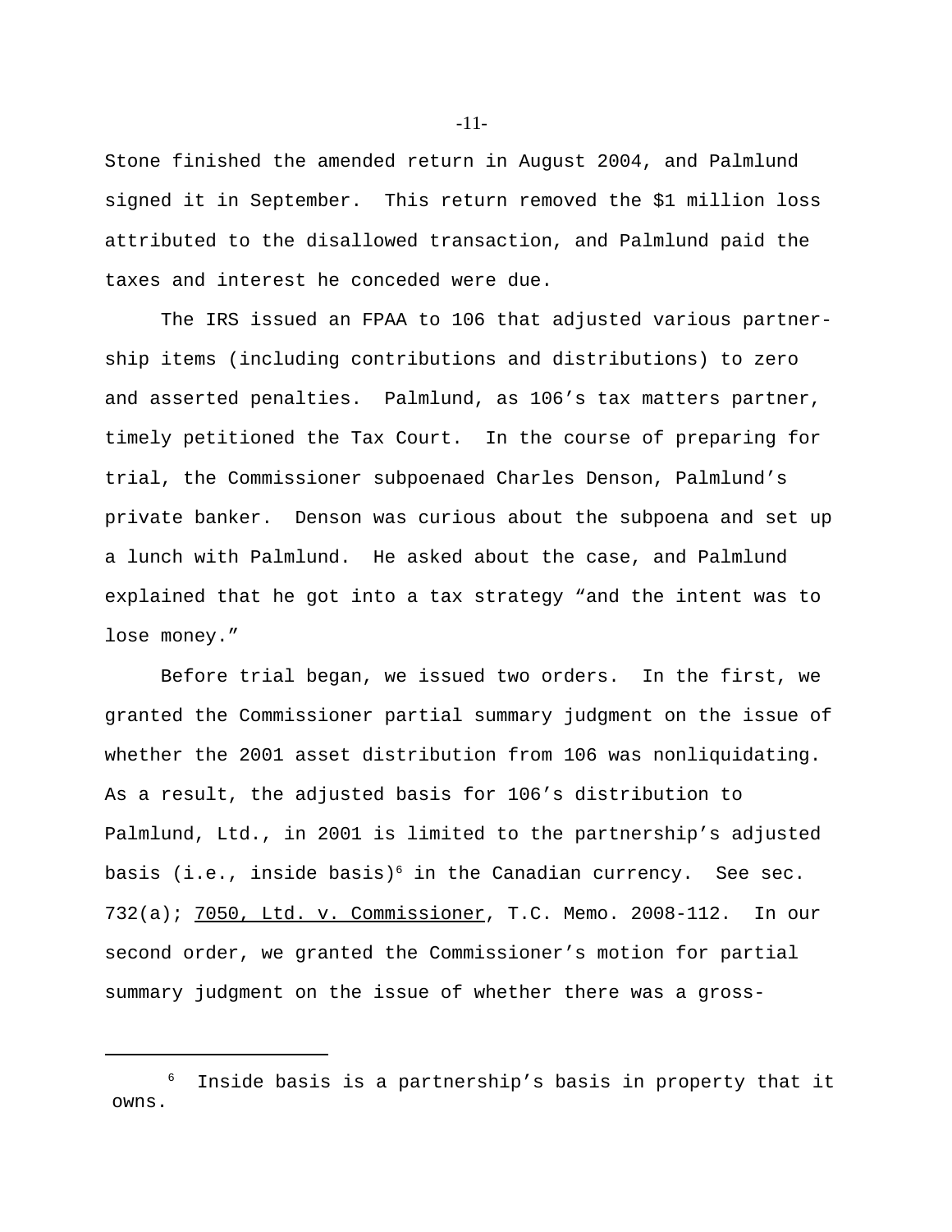Stone finished the amended return in August 2004, and Palmlund signed it in September. This return removed the $1 million loss attributed to the disallowed transaction, and Palmlund paid the taxes and interest he conceded were due.

The IRS issued an FPAA to 106 that adjusted various partnership items (including contributions and distributions) to zero and asserted penalties. Palmlund, as 106's tax matters partner, timely petitioned the Tax Court. In the course of preparing for trial, the Commissioner subpoenaed Charles Denson, Palmlund's private banker. Denson was curious about the subpoena and set up a lunch with Palmlund. He asked about the case, and Palmlund explained that he got into a tax strategy "and the intent was to lose money."

Before trial began, we issued two orders. In the first, we granted the Commissioner partial summary judgment on the issue of whether the 2001 asset distribution from 106 was nonliquidating. As a result, the adjusted basis for 106's distribution to Palmlund, Ltd., in 2001 is limited to the partnership's adjusted basis (i.e., inside basis)[6] in the Canadian currency. See sec. 732(a); 7050, Ltd. v. Commissioner, T.C. Memo. 2008-112. In our second order, we granted the Commissioner's motion for partial summary judgment on the issue of whether there was a gross-

---

[6] Inside basis is a partnership's basis in property that it owns.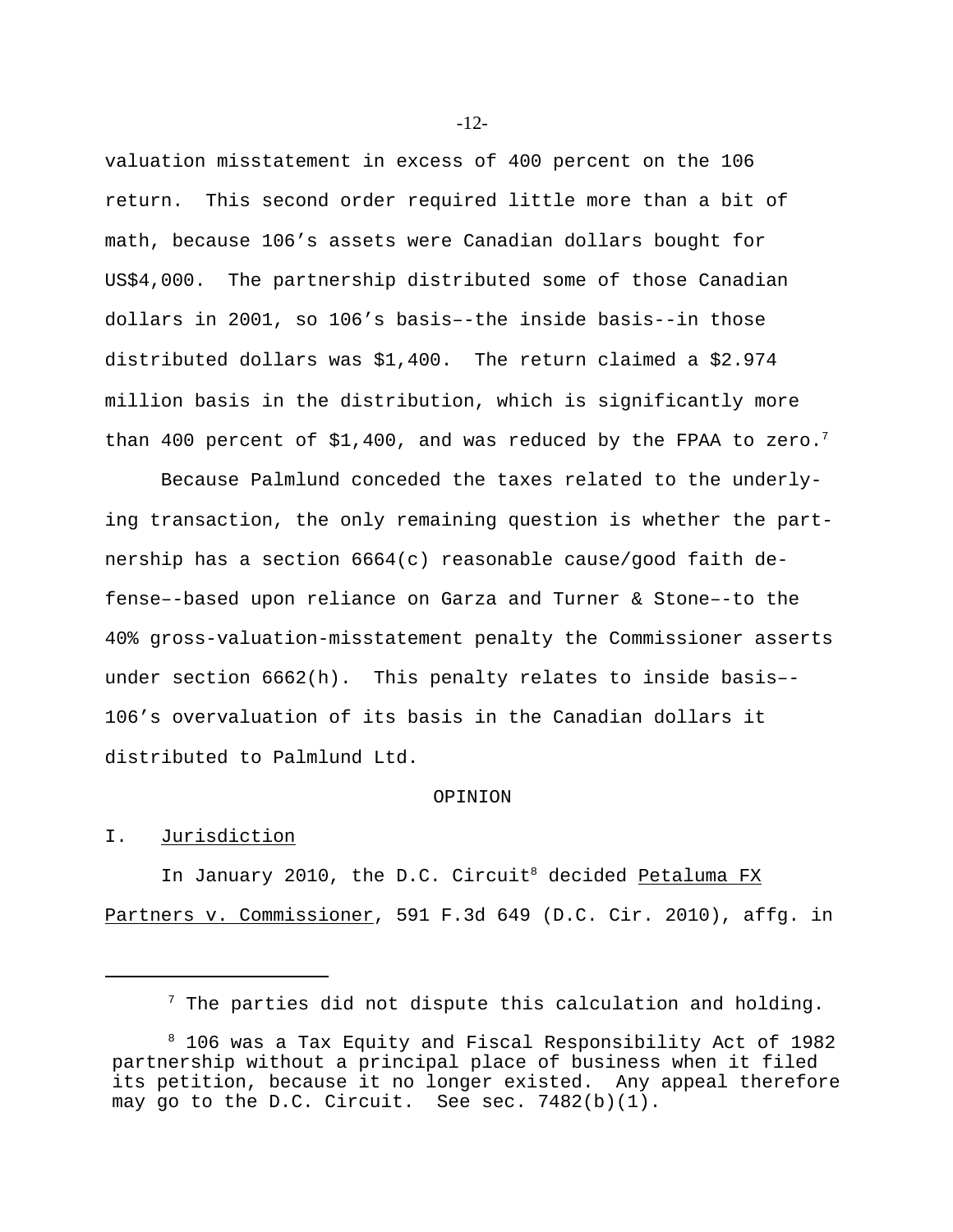valuation misstatement in excess of 400 percent on the 106 return. This second order required little more than a bit of math, because 106's assets were Canadian dollars bought for US$4,000. The partnership distributed some of those Canadian dollars in 2001, so 106's basis––the inside basis--in those distributed dollars was $1,400. The return claimed a $2.974 million basis in the distribution, which is significantly more than 400 percent of $1,400, and was reduced by the FPAA to zero.[7]

Because Palmlund conceded the taxes related to the underlying transaction, the only remaining question is whether the partnership has a section 6664(c) reasonable cause/good faith defense––based upon reliance on Garza and Turner & Stone––to the 40% gross-valuation-misstatement penalty the Commissioner asserts under section 6662(h). This penalty relates to inside basis–– 106's overvaluation of its basis in the Canadian dollars it distributed to Palmlund Ltd.

OPINION

I. Jurisdiction

In January 2010, the D.C. Circuit[8] decided Petaluma FX Partners v. Commissioner, 591 F.3d 649 (D.C. Cir. 2010), affg. in

---

[7] The parties did not dispute this calculation and holding.

[8] 106 was a Tax Equity and Fiscal Responsibility Act of 1982 partnership without a principal place of business when it filed its petition, because it no longer existed. Any appeal therefore may go to the D.C. Circuit. See sec. 7482(b)(1).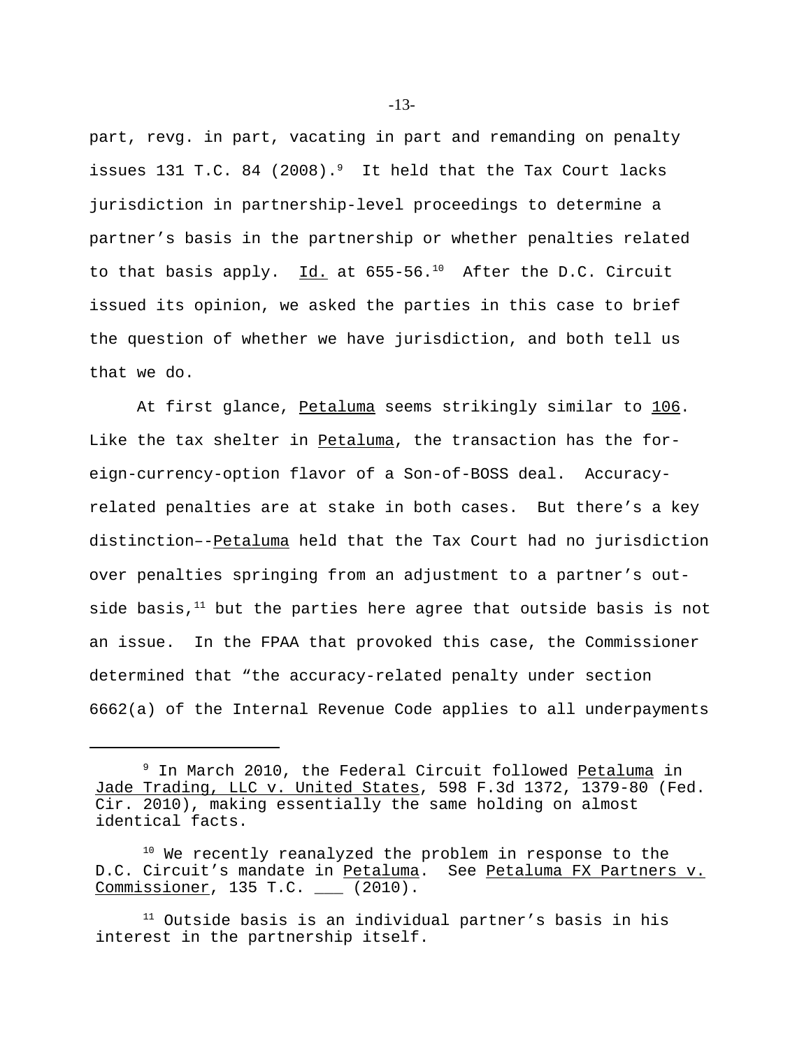part, revg. in part, vacating in part and remanding on penalty issues 131 T.C. 84 (2008).[9] It held that the Tax Court lacks jurisdiction in partnership-level proceedings to determine a partner's basis in the partnership or whether penalties related to that basis apply. Id. at 655-56.[10] After the D.C. Circuit issued its opinion, we asked the parties in this case to brief the question of whether we have jurisdiction, and both tell us that we do.

At first glance, Petaluma seems strikingly similar to 106. Like the tax shelter in Petaluma, the transaction has the foreign-currency-option flavor of a Son-of-BOSS deal. Accuracy-related penalties are at stake in both cases. But there's a key distinction––Petaluma held that the Tax Court had no jurisdiction over penalties springing from an adjustment to a partner's outside basis,[11] but the parties here agree that outside basis is not an issue. In the FPAA that provoked this case, the Commissioner determined that "the accuracy-related penalty under section 6662(a) of the Internal Revenue Code applies to all underpayments

---

[9] In March 2010, the Federal Circuit followed Petaluma in Jade Trading, LLC v. United States, 598 F.3d 1372, 1379-80 (Fed. Cir. 2010), making essentially the same holding on almost identical facts.

[10] We recently reanalyzed the problem in response to the D.C. Circuit's mandate in Petaluma. See Petaluma FX Partners v. Commissioner, 135 T.C. ___ (2010).

[11] Outside basis is an individual partner's basis in his interest in the partnership itself.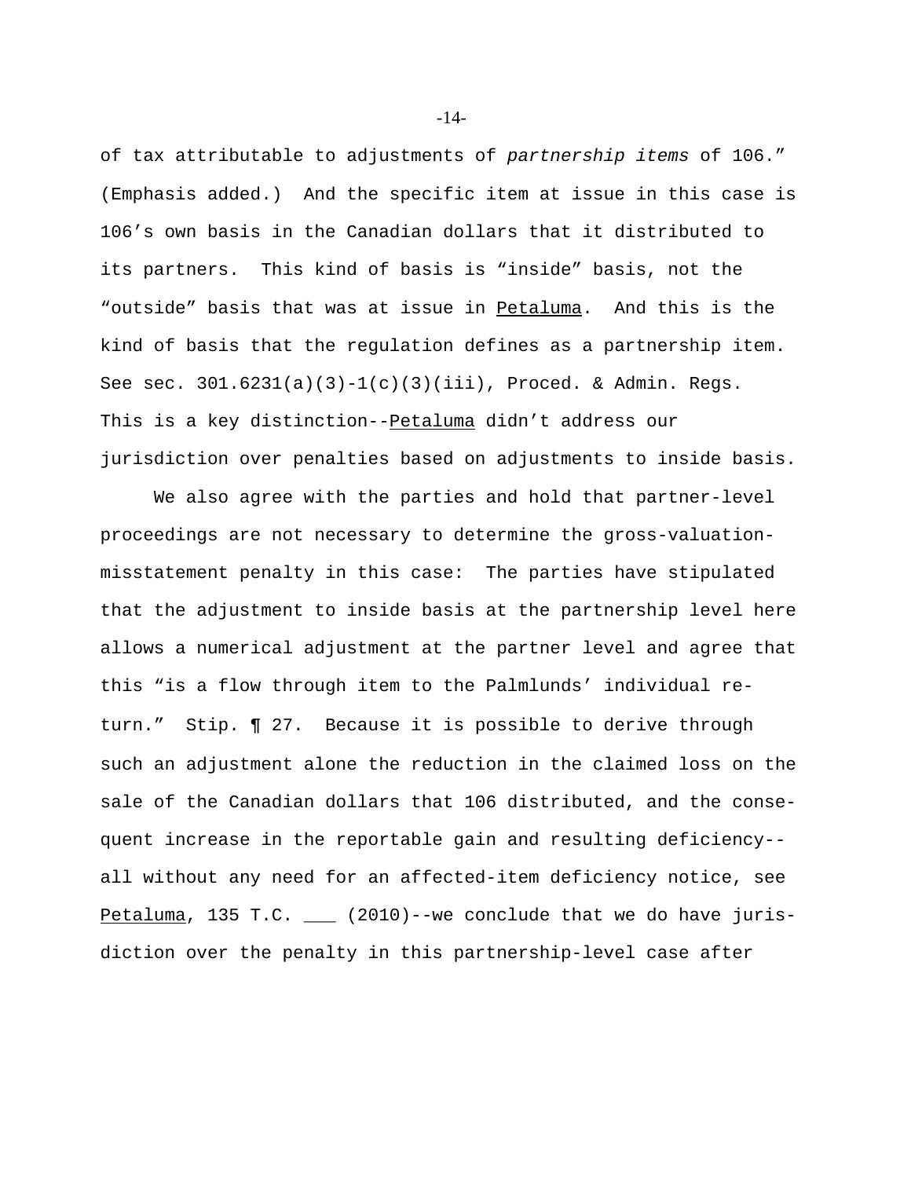of tax attributable to adjustments of *partnership items* of 106." (Emphasis added.) And the specific item at issue in this case is 106's own basis in the Canadian dollars that it distributed to its partners. This kind of basis is "inside" basis, not the "outside" basis that was at issue in Petaluma. And this is the kind of basis that the regulation defines as a partnership item. See sec. 301.6231(a)(3)-1(c)(3)(iii), Proced. & Admin. Regs. This is a key distinction--Petaluma didn't address our jurisdiction over penalties based on adjustments to inside basis.

We also agree with the parties and hold that partner-level proceedings are not necessary to determine the gross-valuation-misstatement penalty in this case: The parties have stipulated that the adjustment to inside basis at the partnership level here allows a numerical adjustment at the partner level and agree that this "is a flow through item to the Palmlunds' individual return." Stip. ¶ 27. Because it is possible to derive through such an adjustment alone the reduction in the claimed loss on the sale of the Canadian dollars that 106 distributed, and the consequent increase in the reportable gain and resulting deficiency--all without any need for an affected-item deficiency notice, see Petaluma, 135 T.C. ___ (2010)--we conclude that we do have jurisdiction over the penalty in this partnership-level case after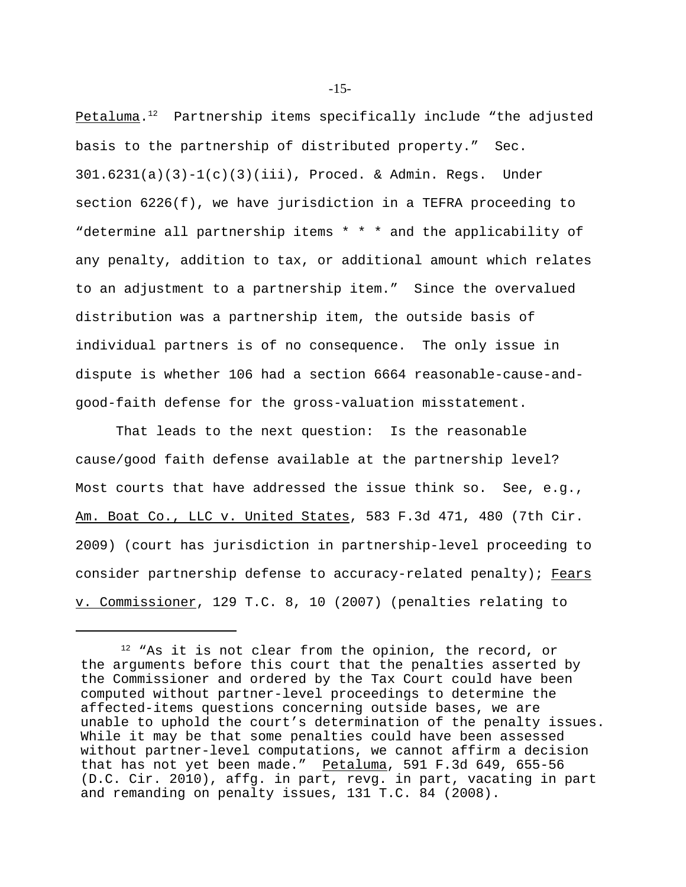Petaluma.[12] Partnership items specifically include "the adjusted basis to the partnership of distributed property." Sec. 301.6231(a)(3)-1(c)(3)(iii), Proced. & Admin. Regs. Under section 6226(f), we have jurisdiction in a TEFRA proceeding to "determine all partnership items * * * and the applicability of any penalty, addition to tax, or additional amount which relates to an adjustment to a partnership item." Since the overvalued distribution was a partnership item, the outside basis of individual partners is of no consequence. The only issue in dispute is whether 106 had a section 6664 reasonable-cause-and-good-faith defense for the gross-valuation misstatement.

That leads to the next question: Is the reasonable cause/good faith defense available at the partnership level? Most courts that have addressed the issue think so. See, e.g., Am. Boat Co., LLC v. United States, 583 F.3d 471, 480 (7th Cir. 2009) (court has jurisdiction in partnership-level proceeding to consider partnership defense to accuracy-related penalty); Fears v. Commissioner, 129 T.C. 8, 10 (2007) (penalties relating to

---

[12] "As it is not clear from the opinion, the record, or the arguments before this court that the penalties asserted by the Commissioner and ordered by the Tax Court could have been computed without partner-level proceedings to determine the affected-items questions concerning outside bases, we are unable to uphold the court's determination of the penalty issues. While it may be that some penalties could have been assessed without partner-level computations, we cannot affirm a decision that has not yet been made." Petaluma, 591 F.3d 649, 655-56 (D.C. Cir. 2010), affg. in part, revg. in part, vacating in part and remanding on penalty issues, 131 T.C. 84 (2008).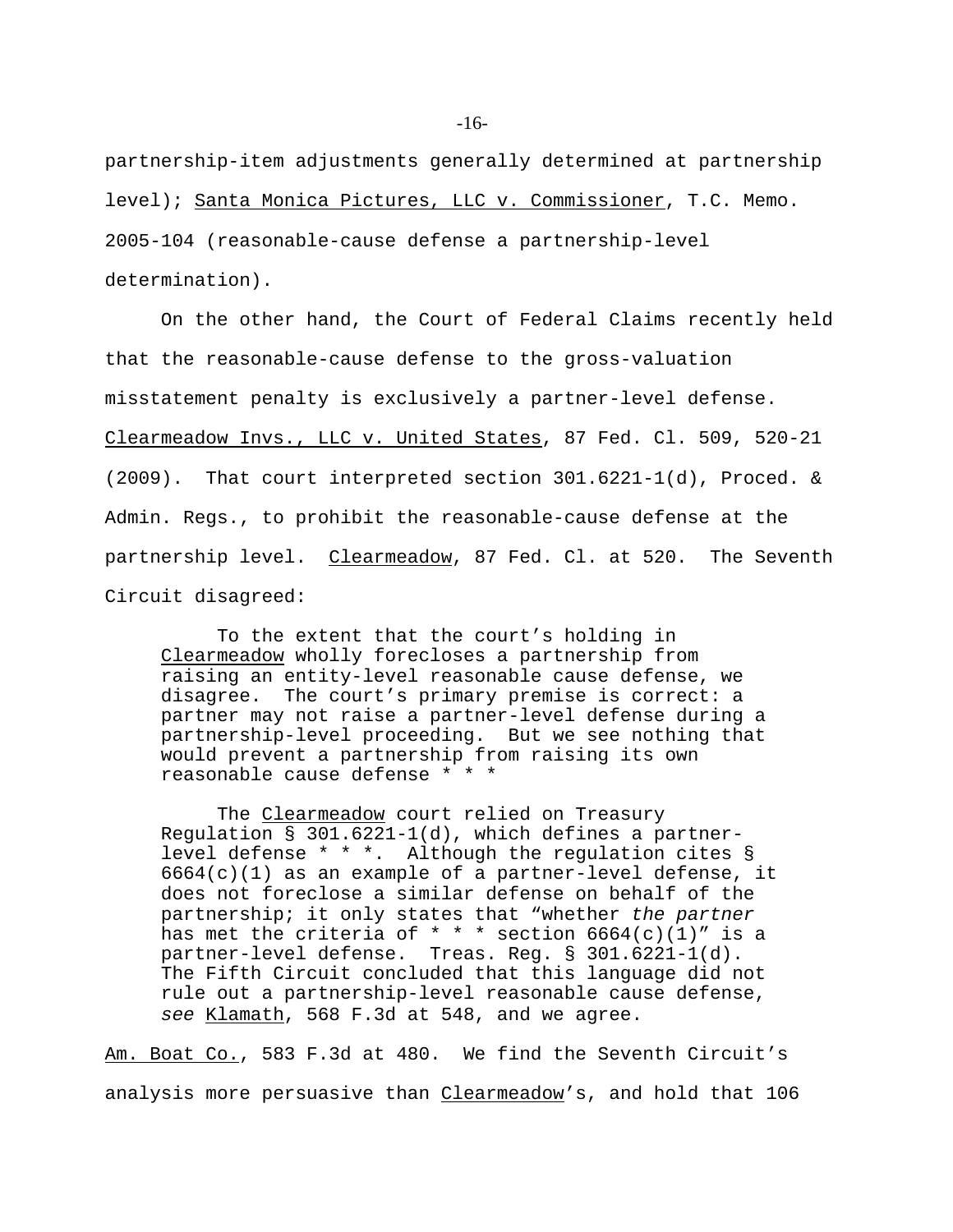partnership-item adjustments generally determined at partnership level); Santa Monica Pictures, LLC v. Commissioner, T.C. Memo. 2005-104 (reasonable-cause defense a partnership-level determination).

On the other hand, the Court of Federal Claims recently held that the reasonable-cause defense to the gross-valuation misstatement penalty is exclusively a partner-level defense. Clearmeadow Invs., LLC v. United States, 87 Fed. Cl. 509, 520-21 (2009). That court interpreted section 301.6221-1(d), Proced. & Admin. Regs., to prohibit the reasonable-cause defense at the partnership level. Clearmeadow, 87 Fed. Cl. at 520. The Seventh Circuit disagreed:

> To the extent that the court's holding in Clearmeadow wholly forecloses a partnership from raising an entity-level reasonable cause defense, we disagree. The court's primary premise is correct: a partner may not raise a partner-level defense during a partnership-level proceeding. But we see nothing that would prevent a partnership from raising its own reasonable cause defense * * *
>
> The Clearmeadow court relied on Treasury Regulation § 301.6221-1(d), which defines a partner-level defense * * *. Although the regulation cites § 6664(c)(1) as an example of a partner-level defense, it does not foreclose a similar defense on behalf of the partnership; it only states that "whether *the partner* has met the criteria of * * * section 6664(c)(1)" is a partner-level defense. Treas. Reg. § 301.6221-1(d). The Fifth Circuit concluded that this language did not rule out a partnership-level reasonable cause defense, *see* Klamath, 568 F.3d at 548, and we agree.

Am. Boat Co., 583 F.3d at 480. We find the Seventh Circuit's analysis more persuasive than Clearmeadow's, and hold that 106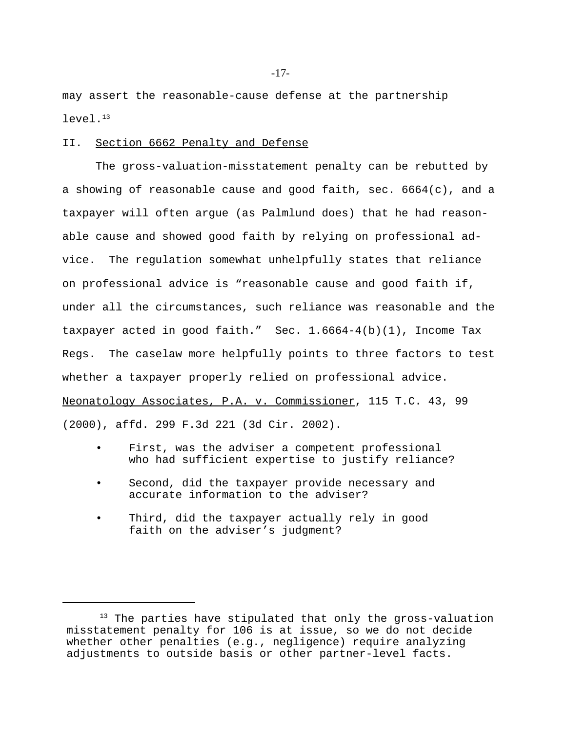may assert the reasonable-cause defense at the partnership level.[13]

## II. Section 6662 Penalty and Defense

The gross-valuation-misstatement penalty can be rebutted by a showing of reasonable cause and good faith, sec. 6664(c), and a taxpayer will often argue (as Palmlund does) that he had reasonable cause and showed good faith by relying on professional advice. The regulation somewhat unhelpfully states that reliance on professional advice is "reasonable cause and good faith if, under all the circumstances, such reliance was reasonable and the taxpayer acted in good faith." Sec. 1.6664-4(b)(1), Income Tax Regs. The caselaw more helpfully points to three factors to test whether a taxpayer properly relied on professional advice. Neonatology Associates, P.A. v. Commissioner, 115 T.C. 43, 99 (2000), affd. 299 F.3d 221 (3d Cir. 2002).

- First, was the adviser a competent professional who had sufficient expertise to justify reliance?
- Second, did the taxpayer provide necessary and accurate information to the adviser?
- Third, did the taxpayer actually rely in good faith on the adviser's judgment?

[13] The parties have stipulated that only the gross-valuation misstatement penalty for 106 is at issue, so we do not decide whether other penalties (e.g., negligence) require analyzing adjustments to outside basis or other partner-level facts.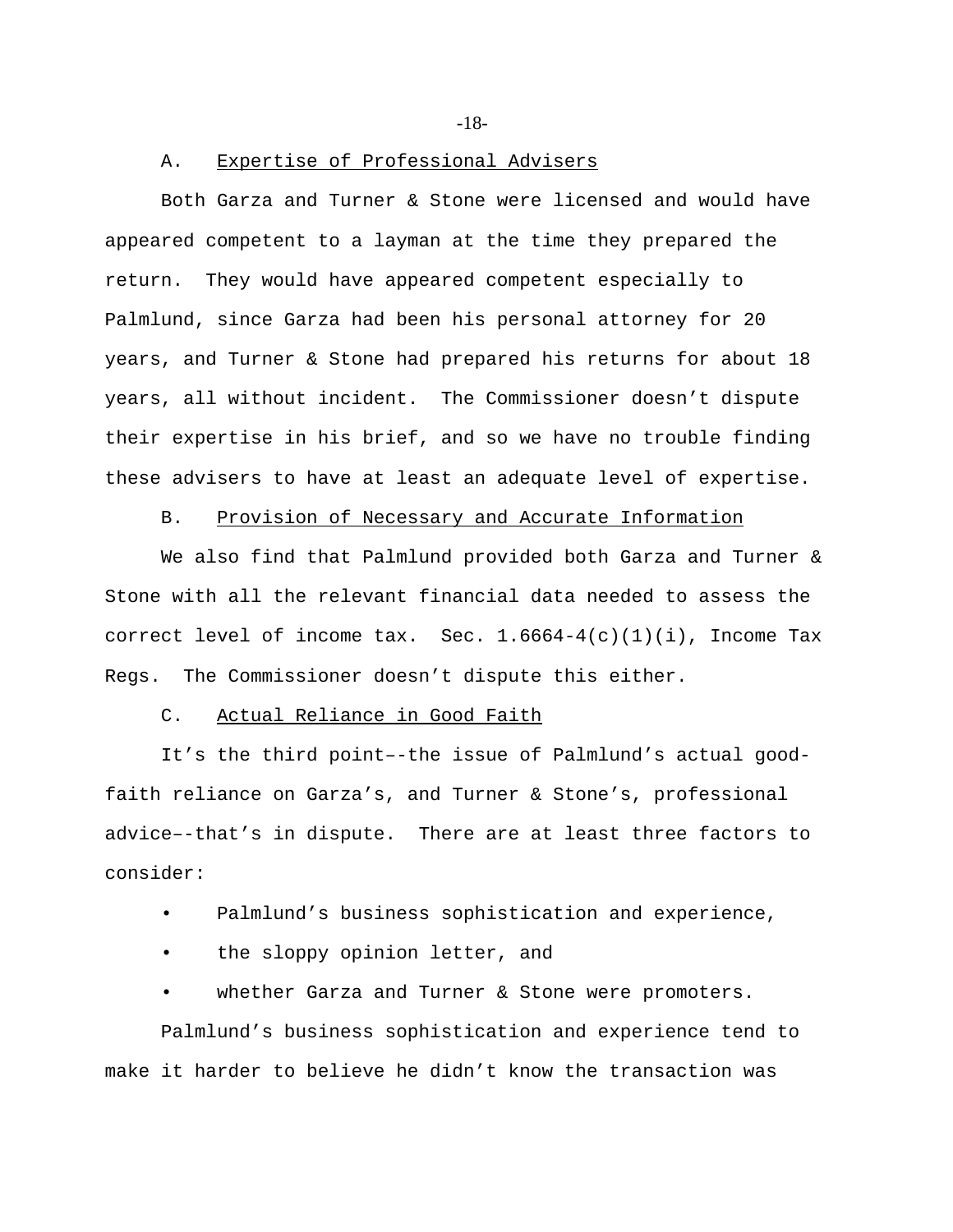### A. Expertise of Professional Advisers

Both Garza and Turner & Stone were licensed and would have appeared competent to a layman at the time they prepared the return. They would have appeared competent especially to Palmlund, since Garza had been his personal attorney for 20 years, and Turner & Stone had prepared his returns for about 18 years, all without incident. The Commissioner doesn't dispute their expertise in his brief, and so we have no trouble finding these advisers to have at least an adequate level of expertise.

### B. Provision of Necessary and Accurate Information

We also find that Palmlund provided both Garza and Turner & Stone with all the relevant financial data needed to assess the correct level of income tax. Sec. 1.6664-4(c)(1)(i), Income Tax Regs. The Commissioner doesn't dispute this either.

### C. Actual Reliance in Good Faith

It's the third point––the issue of Palmlund's actual good-faith reliance on Garza's, and Turner & Stone's, professional advice–-that's in dispute. There are at least three factors to consider:

- Palmlund's business sophistication and experience,
- the sloppy opinion letter, and
- whether Garza and Turner & Stone were promoters.

Palmlund's business sophistication and experience tend to make it harder to believe he didn't know the transaction was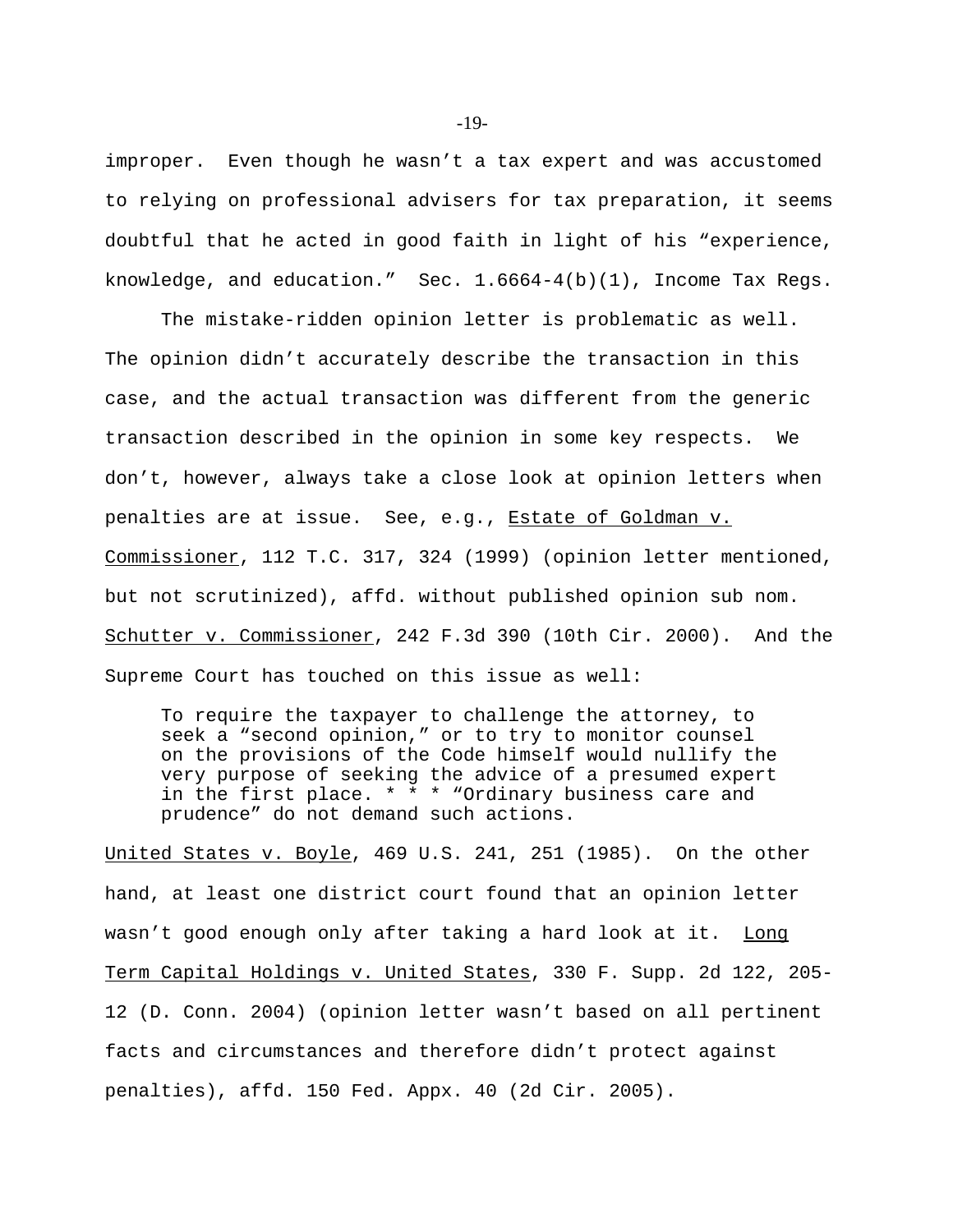improper. Even though he wasn't a tax expert and was accustomed to relying on professional advisers for tax preparation, it seems doubtful that he acted in good faith in light of his "experience, knowledge, and education." Sec. 1.6664-4(b)(1), Income Tax Regs.

The mistake-ridden opinion letter is problematic as well. The opinion didn't accurately describe the transaction in this case, and the actual transaction was different from the generic transaction described in the opinion in some key respects. We don't, however, always take a close look at opinion letters when penalties are at issue. See, e.g., Estate of Goldman v. Commissioner, 112 T.C. 317, 324 (1999) (opinion letter mentioned, but not scrutinized), affd. without published opinion sub nom. Schutter v. Commissioner, 242 F.3d 390 (10th Cir. 2000). And the Supreme Court has touched on this issue as well:

> To require the taxpayer to challenge the attorney, to seek a "second opinion," or to try to monitor counsel on the provisions of the Code himself would nullify the very purpose of seeking the advice of a presumed expert in the first place. * * * "Ordinary business care and prudence" do not demand such actions.

United States v. Boyle, 469 U.S. 241, 251 (1985). On the other hand, at least one district court found that an opinion letter wasn't good enough only after taking a hard look at it. Long Term Capital Holdings v. United States, 330 F. Supp. 2d 122, 205-12 (D. Conn. 2004) (opinion letter wasn't based on all pertinent facts and circumstances and therefore didn't protect against penalties), affd. 150 Fed. Appx. 40 (2d Cir. 2005).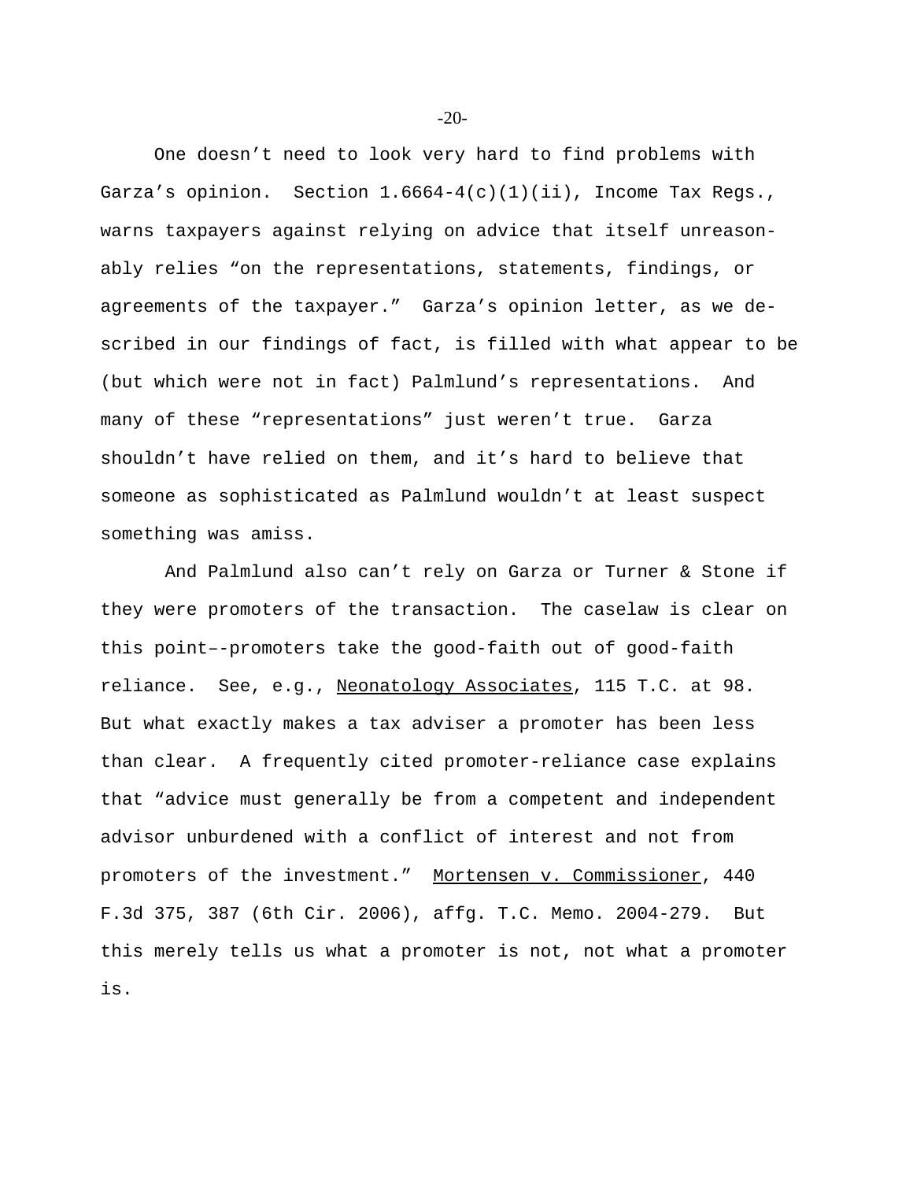One doesn't need to look very hard to find problems with Garza's opinion. Section 1.6664-4(c)(1)(ii), Income Tax Regs., warns taxpayers against relying on advice that itself unreasonably relies "on the representations, statements, findings, or agreements of the taxpayer." Garza's opinion letter, as we described in our findings of fact, is filled with what appear to be (but which were not in fact) Palmlund's representations. And many of these "representations" just weren't true. Garza shouldn't have relied on them, and it's hard to believe that someone as sophisticated as Palmlund wouldn't at least suspect something was amiss.

And Palmlund also can't rely on Garza or Turner & Stone if they were promoters of the transaction. The caselaw is clear on this point––promoters take the good-faith out of good-faith reliance. See, e.g., Neonatology Associates, 115 T.C. at 98. But what exactly makes a tax adviser a promoter has been less than clear. A frequently cited promoter-reliance case explains that "advice must generally be from a competent and independent advisor unburdened with a conflict of interest and not from promoters of the investment." Mortensen v. Commissioner, 440 F.3d 375, 387 (6th Cir. 2006), affg. T.C. Memo. 2004-279. But this merely tells us what a promoter is not, not what a promoter is.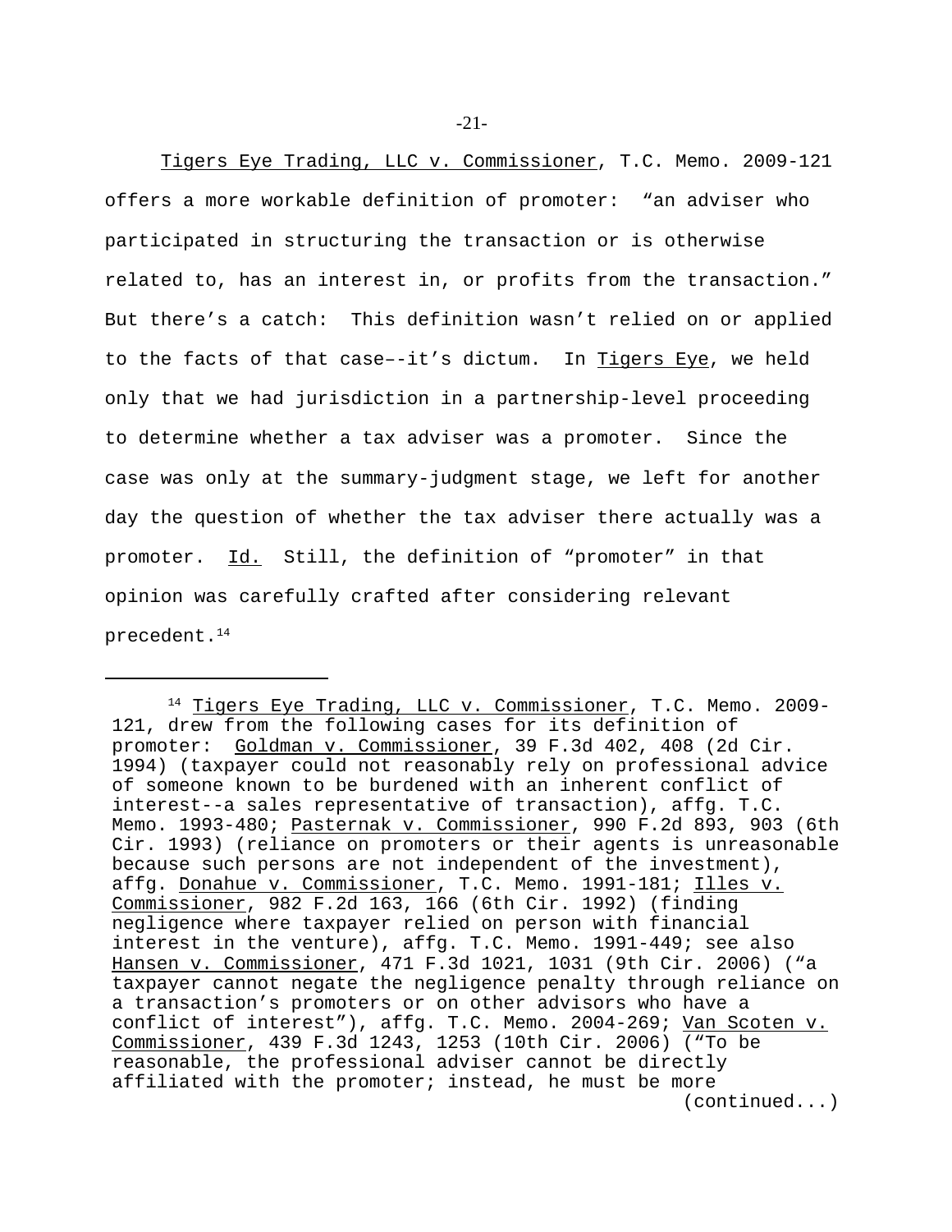Tigers Eye Trading, LLC v. Commissioner, T.C. Memo. 2009-121 offers a more workable definition of promoter: "an adviser who participated in structuring the transaction or is otherwise related to, has an interest in, or profits from the transaction." But there's a catch: This definition wasn't relied on or applied to the facts of that case–-it's dictum. In Tigers Eye, we held only that we had jurisdiction in a partnership-level proceeding to determine whether a tax adviser was a promoter. Since the case was only at the summary-judgment stage, we left for another day the question of whether the tax adviser there actually was a promoter. Id. Still, the definition of "promoter" in that opinion was carefully crafted after considering relevant precedent.[14]

---

[14] Tigers Eye Trading, LLC v. Commissioner, T.C. Memo. 2009-121, drew from the following cases for its definition of promoter: Goldman v. Commissioner, 39 F.3d 402, 408 (2d Cir. 1994) (taxpayer could not reasonably rely on professional advice of someone known to be burdened with an inherent conflict of interest--a sales representative of transaction), affg. T.C. Memo. 1993-480; Pasternak v. Commissioner, 990 F.2d 893, 903 (6th Cir. 1993) (reliance on promoters or their agents is unreasonable because such persons are not independent of the investment), affg. Donahue v. Commissioner, T.C. Memo. 1991-181; Illes v. Commissioner, 982 F.2d 163, 166 (6th Cir. 1992) (finding negligence where taxpayer relied on person with financial interest in the venture), affg. T.C. Memo. 1991-449; see also Hansen v. Commissioner, 471 F.3d 1021, 1031 (9th Cir. 2006) ("a taxpayer cannot negate the negligence penalty through reliance on a transaction's promoters or on other advisors who have a conflict of interest"), affg. T.C. Memo. 2004-269; Van Scoten v. Commissioner, 439 F.3d 1243, 1253 (10th Cir. 2006) ("To be reasonable, the professional adviser cannot be directly affiliated with the promoter; instead, he must be more (continued...)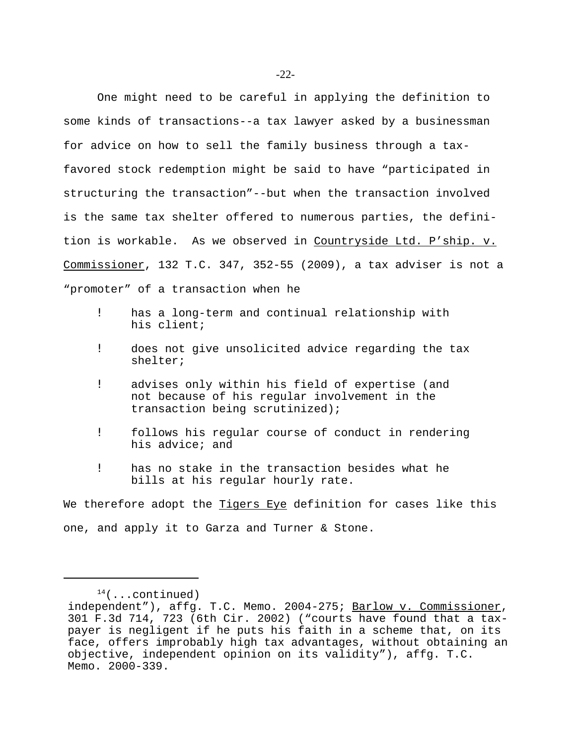One might need to be careful in applying the definition to some kinds of transactions--a tax lawyer asked by a businessman for advice on how to sell the family business through a tax-favored stock redemption might be said to have "participated in structuring the transaction"--but when the transaction involved is the same tax shelter offered to numerous parties, the definition is workable. As we observed in Countryside Ltd. P'ship. v. Commissioner, 132 T.C. 347, 352-55 (2009), a tax adviser is not a "promoter" of a transaction when he

- has a long-term and continual relationship with his client;
- does not give unsolicited advice regarding the tax shelter;
- advises only within his field of expertise (and not because of his regular involvement in the transaction being scrutinized);
- follows his regular course of conduct in rendering his advice; and
- has no stake in the transaction besides what he bills at his regular hourly rate.

We therefore adopt the Tigers Eye definition for cases like this one, and apply it to Garza and Turner & Stone.

---

[14](...continued) independent"), affg. T.C. Memo. 2004-275; Barlow v. Commissioner, 301 F.3d 714, 723 (6th Cir. 2002) ("courts have found that a taxpayer is negligent if he puts his faith in a scheme that, on its face, offers improbably high tax advantages, without obtaining an objective, independent opinion on its validity"), affg. T.C. Memo. 2000-339.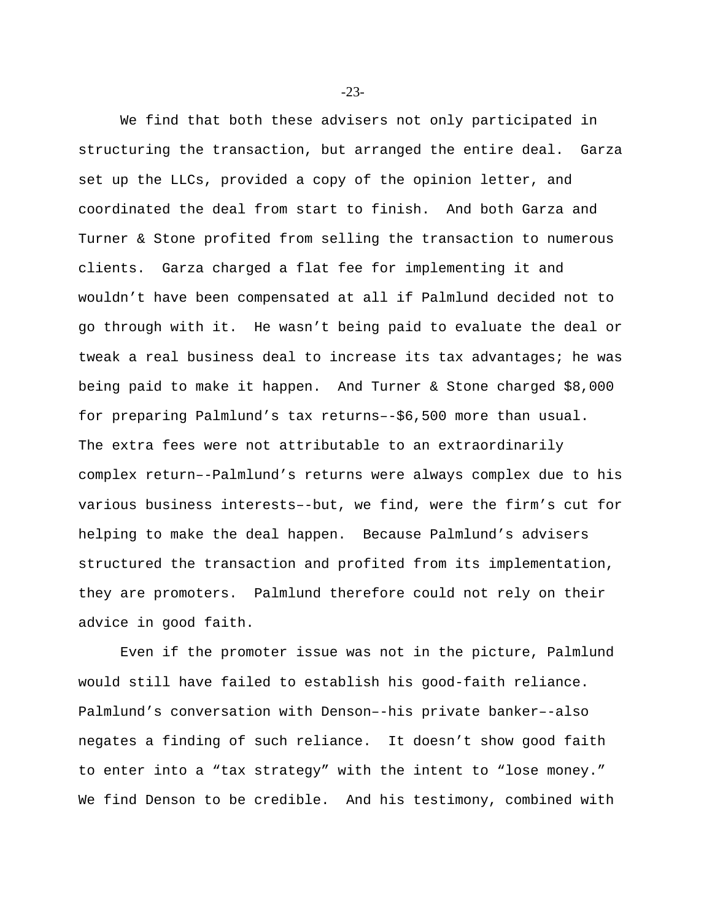We find that both these advisers not only participated in structuring the transaction, but arranged the entire deal. Garza set up the LLCs, provided a copy of the opinion letter, and coordinated the deal from start to finish. And both Garza and Turner & Stone profited from selling the transaction to numerous clients. Garza charged a flat fee for implementing it and wouldn't have been compensated at all if Palmlund decided not to go through with it. He wasn't being paid to evaluate the deal or tweak a real business deal to increase its tax advantages; he was being paid to make it happen. And Turner & Stone charged $8,000 for preparing Palmlund's tax returns––$6,500 more than usual. The extra fees were not attributable to an extraordinarily complex return––Palmlund's returns were always complex due to his various business interests––but, we find, were the firm's cut for helping to make the deal happen. Because Palmlund's advisers structured the transaction and profited from its implementation, they are promoters. Palmlund therefore could not rely on their advice in good faith.

Even if the promoter issue was not in the picture, Palmlund would still have failed to establish his good-faith reliance. Palmlund's conversation with Denson––his private banker––also negates a finding of such reliance. It doesn't show good faith to enter into a "tax strategy" with the intent to "lose money." We find Denson to be credible. And his testimony, combined with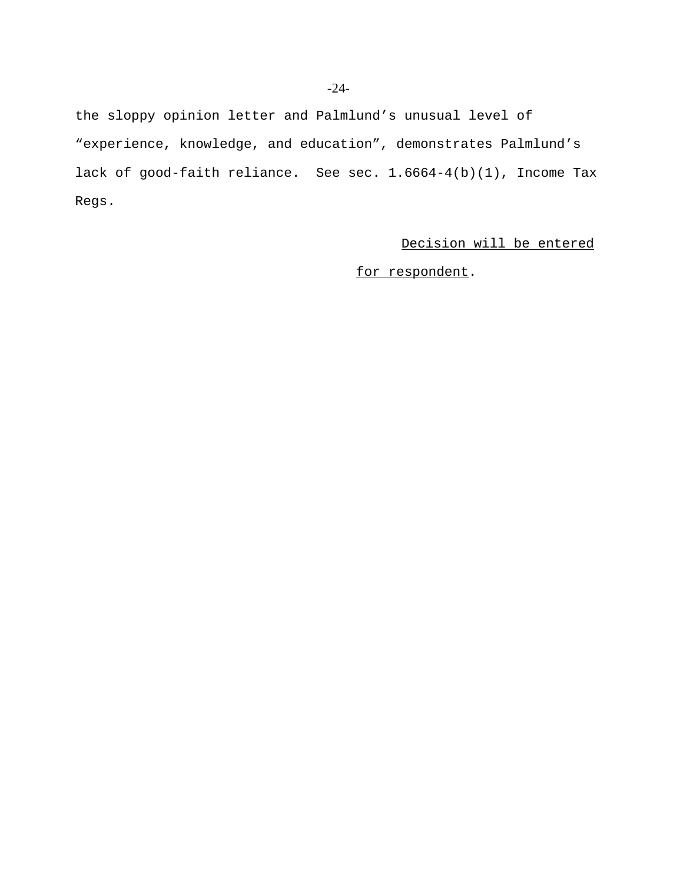the sloppy opinion letter and Palmlund’s unusual level of “experience, knowledge, and education”, demonstrates Palmlund’s lack of good-faith reliance. See sec. 1.6664-4(b)(1), Income Tax Regs.

Decision will be entered for respondent.